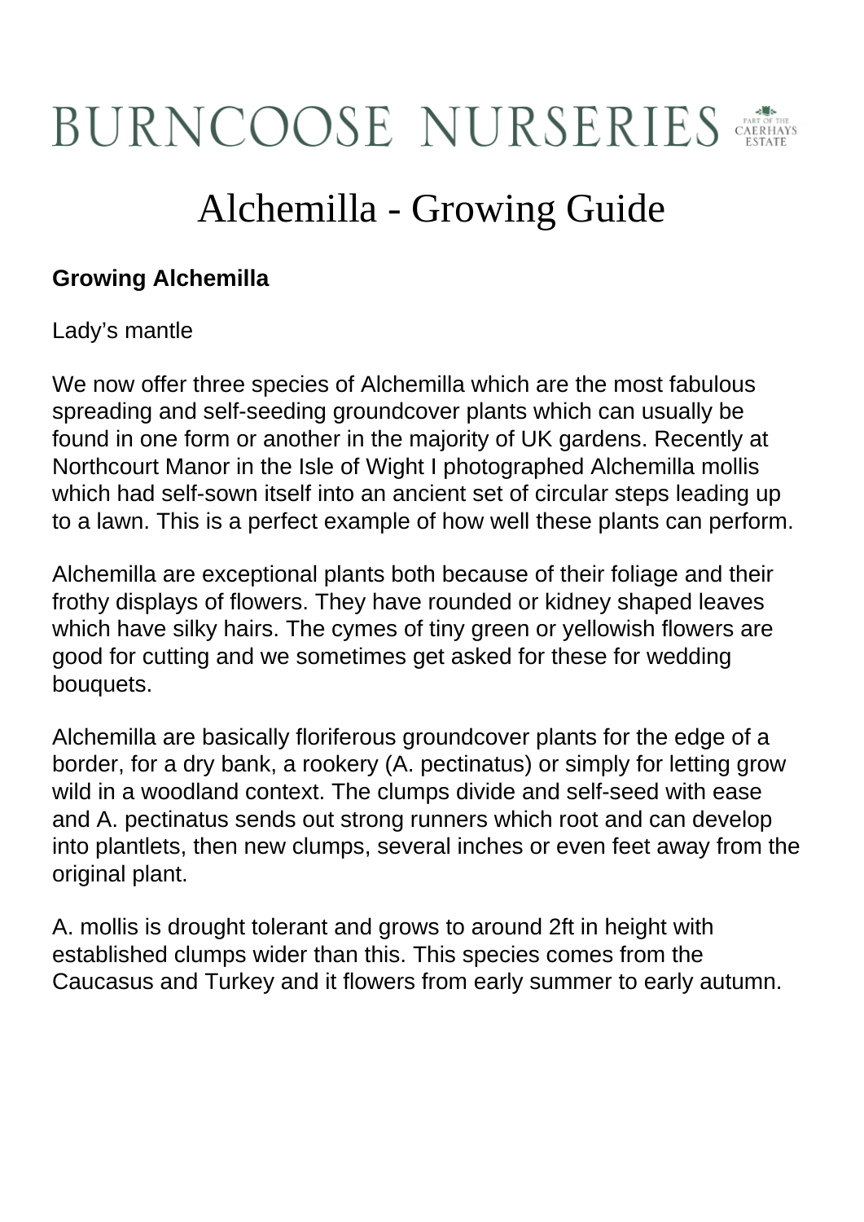# BURNCOOSE NURSERIES

PART OF THE CAERHAYS ESTATE

# Alchemilla - Growing Guide

**Growing Alchemilla**

Lady's mantle

We now offer three species of Alchemilla which are the most fabulous spreading and self-seeding groundcover plants which can usually be found in one form or another in the majority of UK gardens. Recently at Northcourt Manor in the Isle of Wight I photographed Alchemilla mollis which had self-sown itself into an ancient set of circular steps leading up to a lawn. This is a perfect example of how well these plants can perform.

Alchemilla are exceptional plants both because of their foliage and their frothy displays of flowers. They have rounded or kidney shaped leaves which have silky hairs. The cymes of tiny green or yellowish flowers are good for cutting and we sometimes get asked for these for wedding bouquets.

Alchemilla are basically floriferous groundcover plants for the edge of a border, for a dry bank, a rookery (A. pectinatus) or simply for letting grow wild in a woodland context. The clumps divide and self-seed with ease and A. pectinatus sends out strong runners which root and can develop into plantlets, then new clumps, several inches or even feet away from the original plant.

A. mollis is drought tolerant and grows to around 2ft in height with established clumps wider than this. This species comes from the Caucasus and Turkey and it flowers from early summer to early autumn.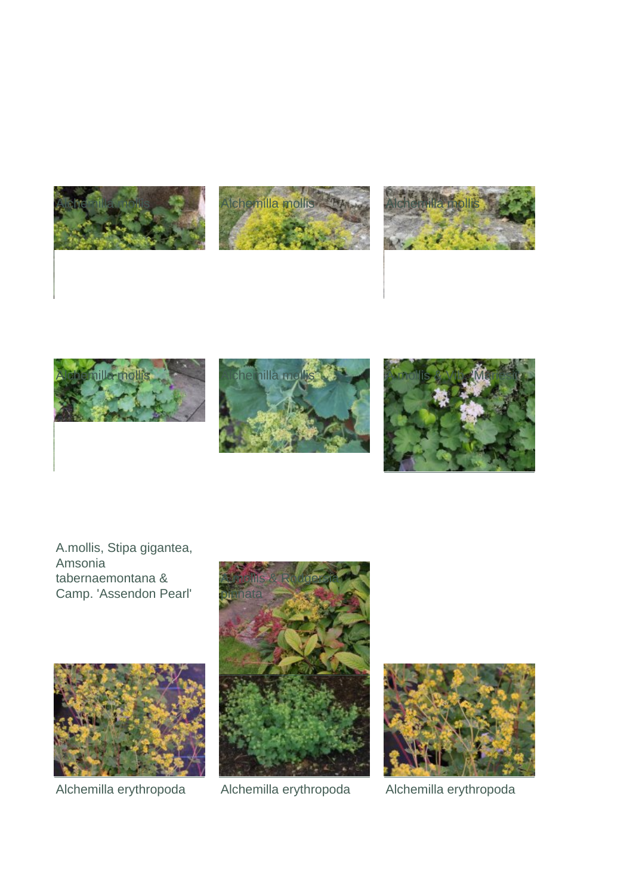Alchemilla mollis

Alchemilla mollis

Alchemilla mollis

Alchemilla mollis

Alchemilla mollis

A.mollis & Viola 'Marsh...

A.mollis, Stipa gigantea, Amsonia tabernaemontana & Camp. 'Assendon Pearl'

A.mollis & Rodgersia pinnata

Alchemilla erythropoda

Alchemilla erythropoda

Alchemilla erythropoda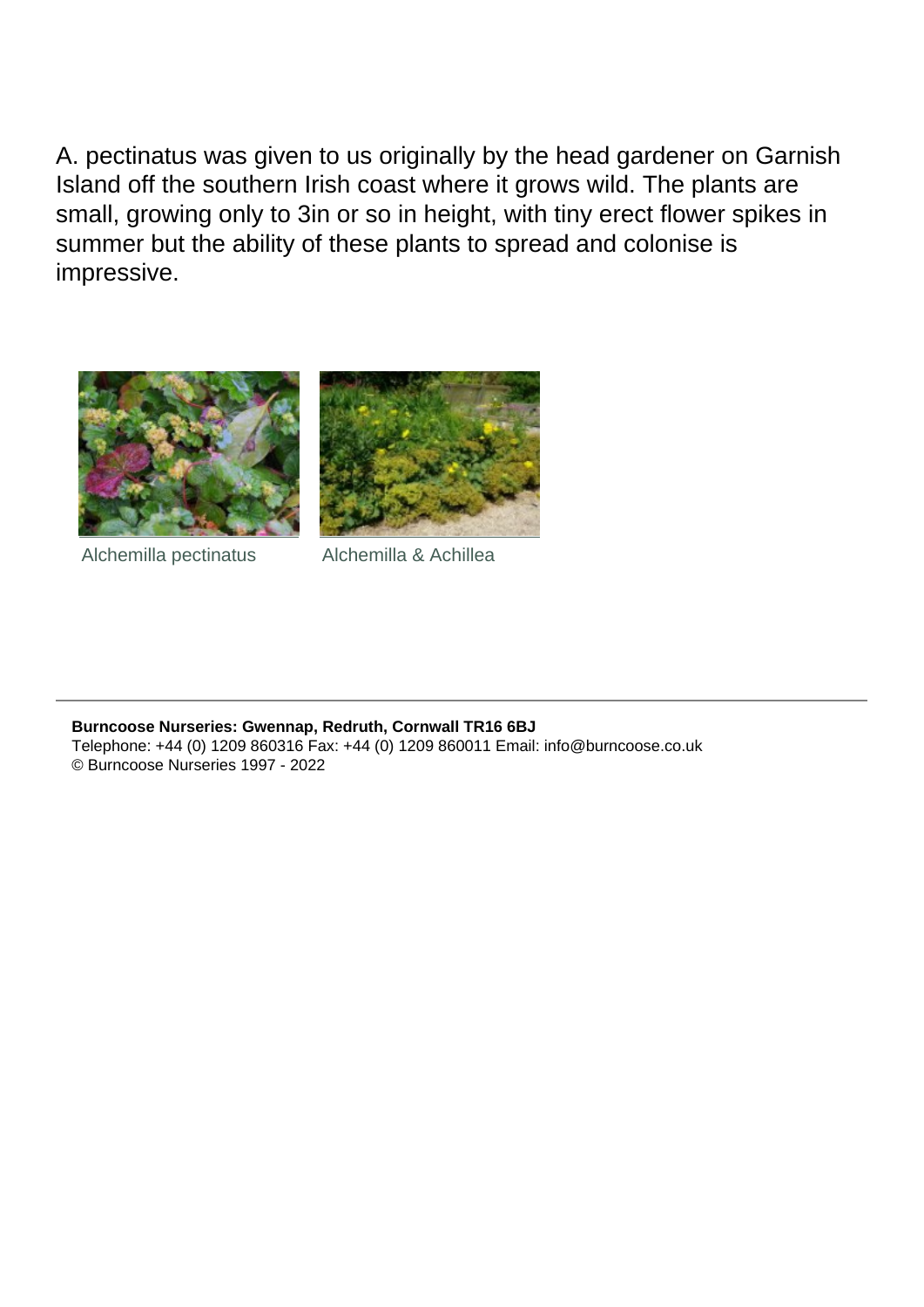A. pectinatus was given to us originally by the head gardener on Garnish Island off the southern Irish coast where it grows wild. The plants are small, growing only to 3in or so in height, with tiny erect flower spikes in summer but the ability of these plants to spread and colonise is impressive.

Alchemilla pectinatus

Alchemilla & Achillea

**Burncoose Nurseries: Gwennap, Redruth, Cornwall TR16 6BJ**
Telephone: +44 (0) 1209 860316 Fax: +44 (0) 1209 860011 Email: info@burncoose.co.uk
© Burncoose Nurseries 1997 - 2022